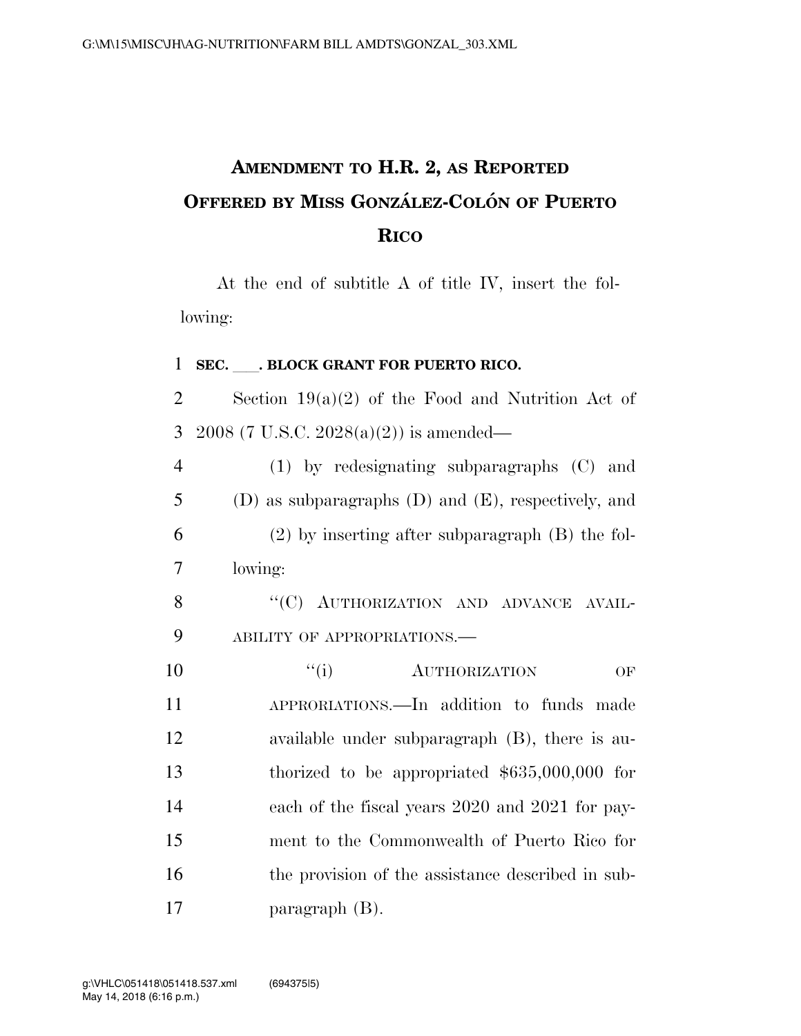# AMENDMENT TO H.R. 2, AS REPORTED OFFERED BY MISS GONZÁLEZ-COLÓN OF PUERTO RICO

At the end of subtitle A of title IV, insert the following:

**SEC. \_\_\_\_. BLOCK GRANT FOR PUERTO RICO.**

Section 19(a)(2) of the Food and Nutrition Act of 2008 (7 U.S.C. 2028(a)(2)) is amended—

(1) by redesignating subparagraphs (C) and (D) as subparagraphs (D) and (E), respectively, and

(2) by inserting after subparagraph (B) the following:

"(C) AUTHORIZATION AND ADVANCE AVAILABILITY OF APPROPRIATIONS.—

"(i) AUTHORIZATION OF APPRORIATIONS.—In addition to funds made available under subparagraph (B), there is authorized to be appropriated $635,000,000 for each of the fiscal years 2020 and 2021 for payment to the Commonwealth of Puerto Rico for the provision of the assistance described in subparagraph (B).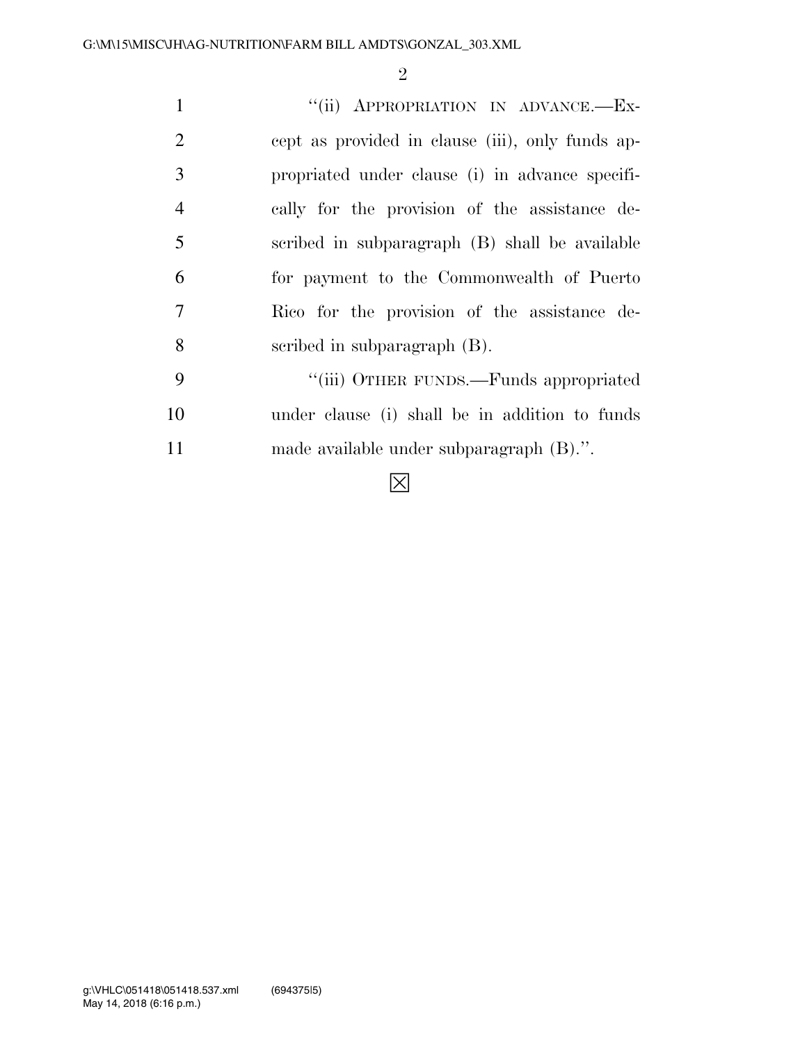"(ii) APPROPRIATION IN ADVANCE.—Except as provided in clause (iii), only funds appropriated under clause (i) in advance specifically for the provision of the assistance described in subparagraph (B) shall be available for payment to the Commonwealth of Puerto Rico for the provision of the assistance described in subparagraph (B).

"(iii) OTHER FUNDS.—Funds appropriated under clause (i) shall be in addition to funds made available under subparagraph (B).".